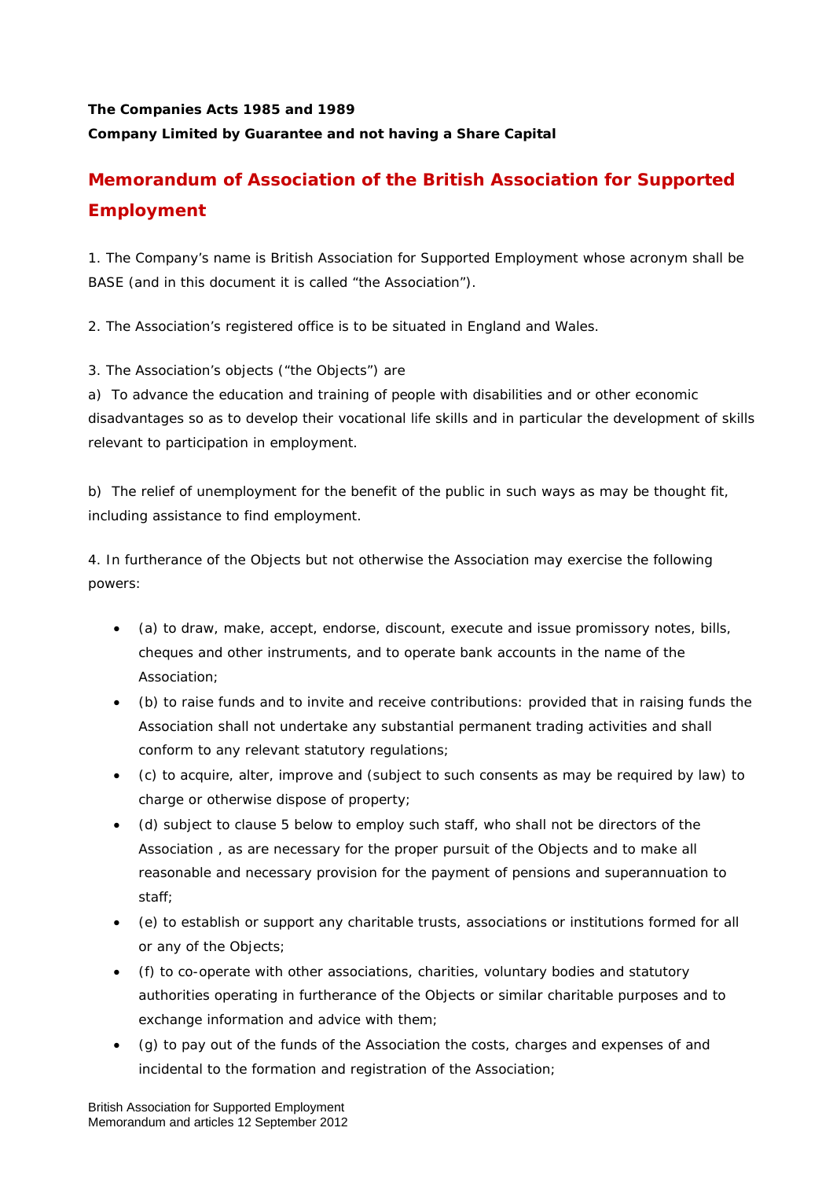**The Companies Acts 1985 and 1989**

**Company Limited by Guarantee and not having a Share Capital**

# Memorandum of Association of the British Association for Supported Employment

1. The Company's name is British Association for Supported Employment whose acronym shall be BASE (and in this document it is called "the Association").

2. The Association's registered office is to be situated in England and Wales.

3. The Association's objects ("the Objects") are

a) To advance the education and training of people with disabilities and or other economic disadvantages so as to develop their vocational life skills and in particular the development of skills relevant to participation in employment.

b) The relief of unemployment for the benefit of the public in such ways as may be thought fit, including assistance to find employment.

4. In furtherance of the Objects but not otherwise the Association may exercise the following powers:

- (a) to draw, make, accept, endorse, discount, execute and issue promissory notes, bills, cheques and other instruments, and to operate bank accounts in the name of the Association;
- (b) to raise funds and to invite and receive contributions: provided that in raising funds the Association shall not undertake any substantial permanent trading activities and shall conform to any relevant statutory regulations;
- (c) to acquire, alter, improve and (subject to such consents as may be required by law) to charge or otherwise dispose of property;
- (d) subject to clause 5 below to employ such staff, who shall not be directors of the Association , as are necessary for the proper pursuit of the Objects and to make all reasonable and necessary provision for the payment of pensions and superannuation to staff;
- (e) to establish or support any charitable trusts, associations or institutions formed for all or any of the Objects;
- (f) to co-operate with other associations, charities, voluntary bodies and statutory authorities operating in furtherance of the Objects or similar charitable purposes and to exchange information and advice with them;
- (g) to pay out of the funds of the Association the costs, charges and expenses of and incidental to the formation and registration of the Association;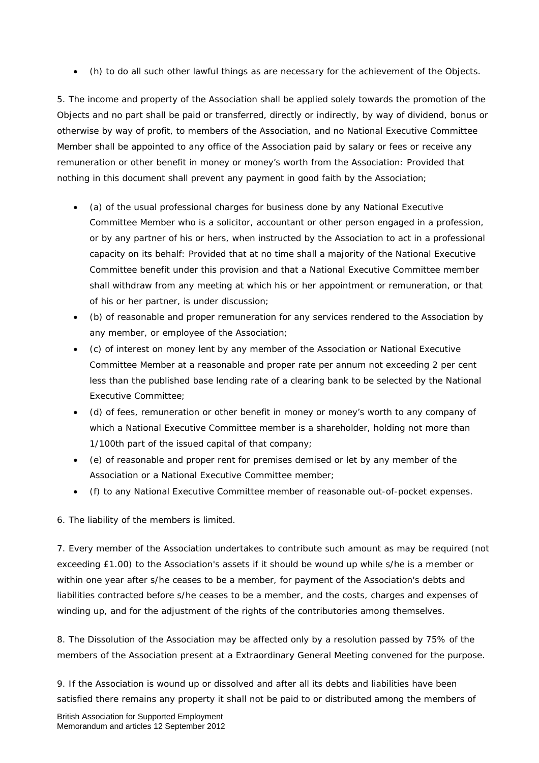- (h) to do all such other lawful things as are necessary for the achievement of the Objects.

5. The income and property of the Association shall be applied solely towards the promotion of the Objects and no part shall be paid or transferred, directly or indirectly, by way of dividend, bonus or otherwise by way of profit, to members of the Association, and no National Executive Committee Member shall be appointed to any office of the Association paid by salary or fees or receive any remuneration or other benefit in money or money's worth from the Association: Provided that nothing in this document shall prevent any payment in good faith by the Association;

- (a) of the usual professional charges for business done by any National Executive Committee Member who is a solicitor, accountant or other person engaged in a profession, or by any partner of his or hers, when instructed by the Association to act in a professional capacity on its behalf: Provided that at no time shall a majority of the National Executive Committee benefit under this provision and that a National Executive Committee member shall withdraw from any meeting at which his or her appointment or remuneration, or that of his or her partner, is under discussion;
- (b) of reasonable and proper remuneration for any services rendered to the Association by any member, or employee of the Association;
- (c) of interest on money lent by any member of the Association or National Executive Committee Member at a reasonable and proper rate per annum not exceeding 2 per cent less than the published base lending rate of a clearing bank to be selected by the National Executive Committee;
- (d) of fees, remuneration or other benefit in money or money's worth to any company of which a National Executive Committee member is a shareholder, holding not more than 1/100th part of the issued capital of that company;
- (e) of reasonable and proper rent for premises demised or let by any member of the Association or a National Executive Committee member;
- (f) to any National Executive Committee member of reasonable out-of-pocket expenses.

6. The liability of the members is limited.

7. Every member of the Association undertakes to contribute such amount as may be required (not exceeding £1.00) to the Association's assets if it should be wound up while s/he is a member or within one year after s/he ceases to be a member, for payment of the Association's debts and liabilities contracted before s/he ceases to be a member, and the costs, charges and expenses of winding up, and for the adjustment of the rights of the contributories among themselves.

8. The Dissolution of the Association may be affected only by a resolution passed by 75% of the members of the Association present at a Extraordinary General Meeting convened for the purpose.

9. If the Association is wound up or dissolved and after all its debts and liabilities have been satisfied there remains any property it shall not be paid to or distributed among the members of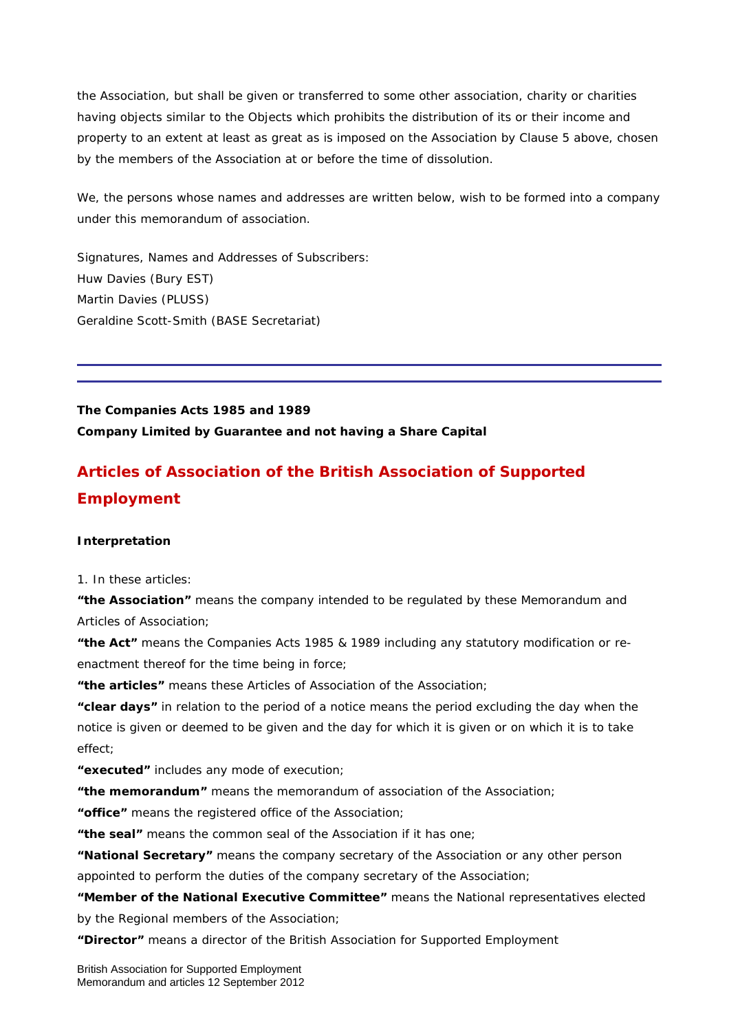the Association, but shall be given or transferred to some other association, charity or charities having objects similar to the Objects which prohibits the distribution of its or their income and property to an extent at least as great as is imposed on the Association by Clause 5 above, chosen by the members of the Association at or before the time of dissolution.

We, the persons whose names and addresses are written below, wish to be formed into a company under this memorandum of association.

Signatures, Names and Addresses of Subscribers:
Huw Davies (Bury EST)
Martin Davies (PLUSS)
Geraldine Scott-Smith (BASE Secretariat)

---

**The Companies Acts 1985 and 1989**
**Company Limited by Guarantee and not having a Share Capital**

## Articles of Association of the British Association of Supported Employment

#### Interpretation

1. In these articles:

**"the Association"** means the company intended to be regulated by these Memorandum and Articles of Association;
**"the Act"** means the Companies Acts 1985 & 1989 including any statutory modification or re-enactment thereof for the time being in force;
**"the articles"** means these Articles of Association of the Association;
**"clear days"** in relation to the period of a notice means the period excluding the day when the notice is given or deemed to be given and the day for which it is given or on which it is to take effect;
**"executed"** includes any mode of execution;
**"the memorandum"** means the memorandum of association of the Association;
**"office"** means the registered office of the Association;
**"the seal"** means the common seal of the Association if it has one;
**"National Secretary"** means the company secretary of the Association or any other person appointed to perform the duties of the company secretary of the Association;
**"Member of the National Executive Committee"** means the National representatives elected by the Regional members of the Association;
**"Director"** means a director of the British Association for Supported Employment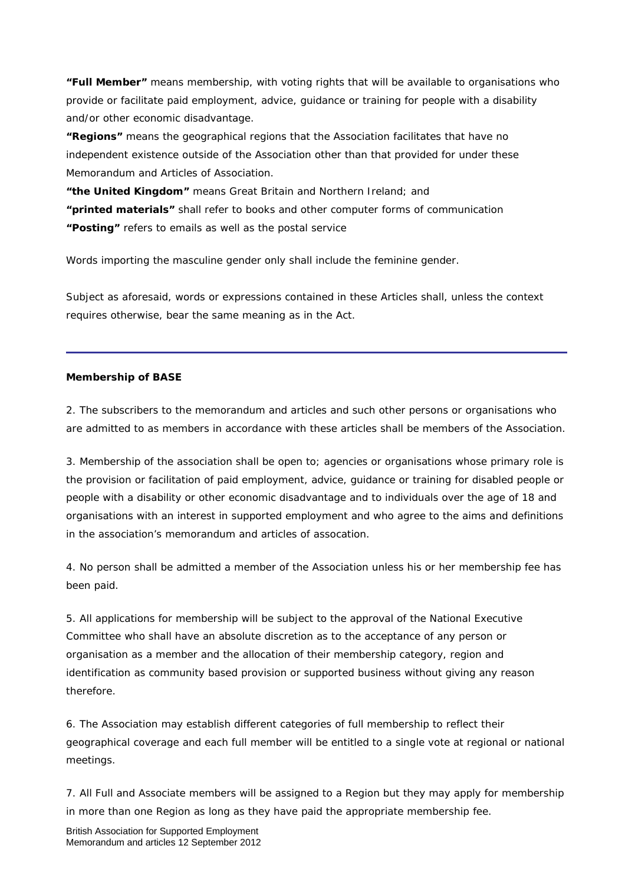**"Full Member"** means membership, with voting rights that will be available to organisations who provide or facilitate paid employment, advice, guidance or training for people with a disability and/or other economic disadvantage.
**"Regions"** means the geographical regions that the Association facilitates that have no independent existence outside of the Association other than that provided for under these Memorandum and Articles of Association.
**"the United Kingdom"** means Great Britain and Northern Ireland; and
**"printed materials"** shall refer to books and other computer forms of communication
**"Posting"** refers to emails as well as the postal service

Words importing the masculine gender only shall include the feminine gender.

Subject as aforesaid, words or expressions contained in these Articles shall, unless the context requires otherwise, bear the same meaning as in the Act.

---

**Membership of BASE**

2. The subscribers to the memorandum and articles and such other persons or organisations who are admitted to as members in accordance with these articles shall be members of the Association.

3. Membership of the association shall be open to; agencies or organisations whose primary role is the provision or facilitation of paid employment, advice, guidance or training for disabled people or people with a disability or other economic disadvantage and to individuals over the age of 18 and organisations with an interest in supported employment and who agree to the aims and definitions in the association's memorandum and articles of assocation.

4. No person shall be admitted a member of the Association unless his or her membership fee has been paid.

5. All applications for membership will be subject to the approval of the National Executive Committee who shall have an absolute discretion as to the acceptance of any person or organisation as a member and the allocation of their membership category, region and identification as community based provision or supported business without giving any reason therefore.

6. The Association may establish different categories of full membership to reflect their geographical coverage and each full member will be entitled to a single vote at regional or national meetings.

7. All Full and Associate members will be assigned to a Region but they may apply for membership in more than one Region as long as they have paid the appropriate membership fee.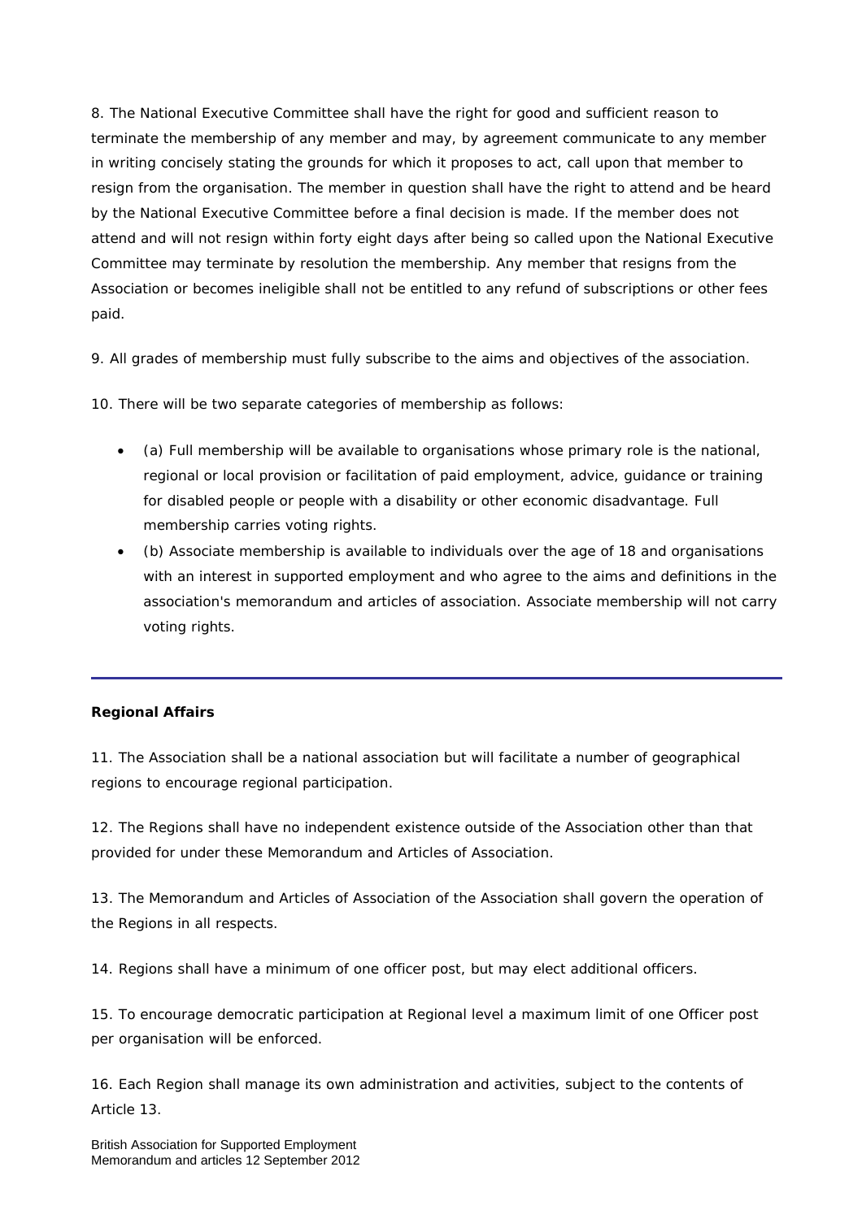8. The National Executive Committee shall have the right for good and sufficient reason to terminate the membership of any member and may, by agreement communicate to any member in writing concisely stating the grounds for which it proposes to act, call upon that member to resign from the organisation. The member in question shall have the right to attend and be heard by the National Executive Committee before a final decision is made. If the member does not attend and will not resign within forty eight days after being so called upon the National Executive Committee may terminate by resolution the membership. Any member that resigns from the Association or becomes ineligible shall not be entitled to any refund of subscriptions or other fees paid.

9. All grades of membership must fully subscribe to the aims and objectives of the association.

10. There will be two separate categories of membership as follows:

- (a) Full membership will be available to organisations whose primary role is the national, regional or local provision or facilitation of paid employment, advice, guidance or training for disabled people or people with a disability or other economic disadvantage. Full membership carries voting rights.
- (b) Associate membership is available to individuals over the age of 18 and organisations with an interest in supported employment and who agree to the aims and definitions in the association's memorandum and articles of association. Associate membership will not carry voting rights.

---

**Regional Affairs**

11. The Association shall be a national association but will facilitate a number of geographical regions to encourage regional participation.

12. The Regions shall have no independent existence outside of the Association other than that provided for under these Memorandum and Articles of Association.

13. The Memorandum and Articles of Association of the Association shall govern the operation of the Regions in all respects.

14. Regions shall have a minimum of one officer post, but may elect additional officers.

15. To encourage democratic participation at Regional level a maximum limit of one Officer post per organisation will be enforced.

16. Each Region shall manage its own administration and activities, subject to the contents of Article 13.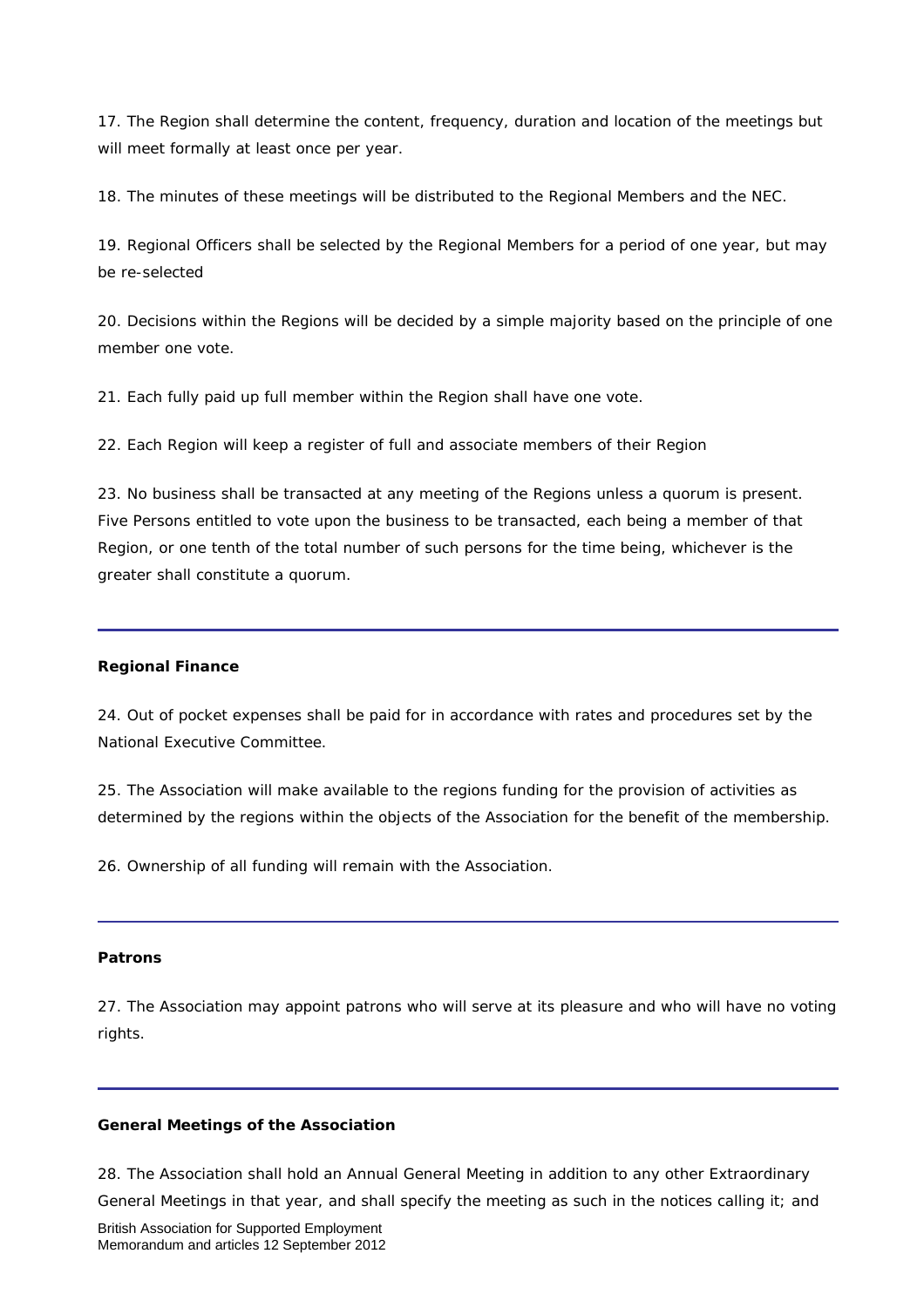17. The Region shall determine the content, frequency, duration and location of the meetings but will meet formally at least once per year.

18. The minutes of these meetings will be distributed to the Regional Members and the NEC.

19. Regional Officers shall be selected by the Regional Members for a period of one year, but may be re-selected

20. Decisions within the Regions will be decided by a simple majority based on the principle of one member one vote.

21. Each fully paid up full member within the Region shall have one vote.

22. Each Region will keep a register of full and associate members of their Region

23. No business shall be transacted at any meeting of the Regions unless a quorum is present. Five Persons entitled to vote upon the business to be transacted, each being a member of that Region, or one tenth of the total number of such persons for the time being, whichever is the greater shall constitute a quorum.

---

**Regional Finance**

24. Out of pocket expenses shall be paid for in accordance with rates and procedures set by the National Executive Committee.

25. The Association will make available to the regions funding for the provision of activities as determined by the regions within the objects of the Association for the benefit of the membership.

26. Ownership of all funding will remain with the Association.

---

**Patrons**

27. The Association may appoint patrons who will serve at its pleasure and who will have no voting rights.

---

**General Meetings of the Association**

28. The Association shall hold an Annual General Meeting in addition to any other Extraordinary General Meetings in that year, and shall specify the meeting as such in the notices calling it; and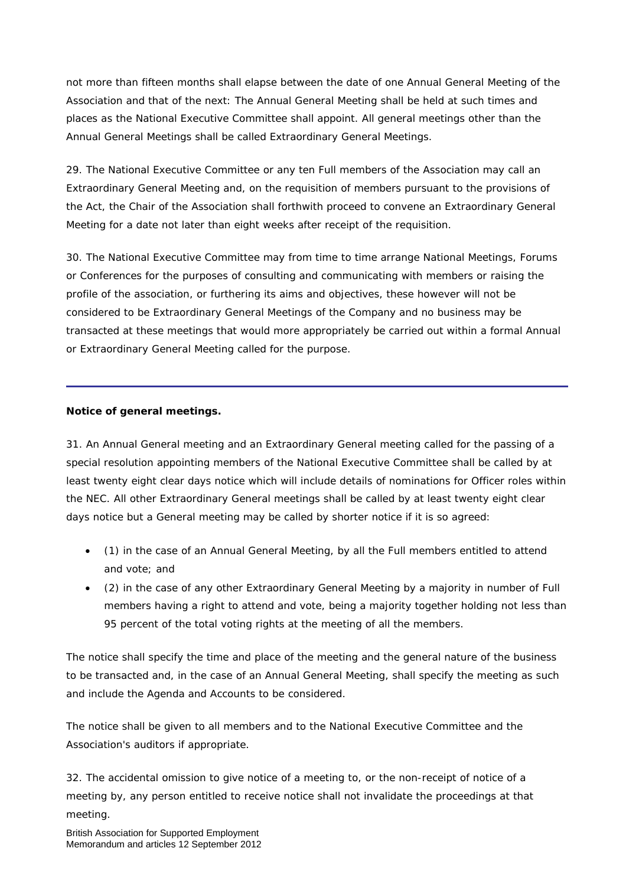not more than fifteen months shall elapse between the date of one Annual General Meeting of the Association and that of the next: The Annual General Meeting shall be held at such times and places as the National Executive Committee shall appoint. All general meetings other than the Annual General Meetings shall be called Extraordinary General Meetings.

29. The National Executive Committee or any ten Full members of the Association may call an Extraordinary General Meeting and, on the requisition of members pursuant to the provisions of the Act, the Chair of the Association shall forthwith proceed to convene an Extraordinary General Meeting for a date not later than eight weeks after receipt of the requisition.

30. The National Executive Committee may from time to time arrange National Meetings, Forums or Conferences for the purposes of consulting and communicating with members or raising the profile of the association, or furthering its aims and objectives, these however will not be considered to be Extraordinary General Meetings of the Company and no business may be transacted at these meetings that would more appropriately be carried out within a formal Annual or Extraordinary General Meeting called for the purpose.

---

**Notice of general meetings.**

31. An Annual General meeting and an Extraordinary General meeting called for the passing of a special resolution appointing members of the National Executive Committee shall be called by at least twenty eight clear days notice which will include details of nominations for Officer roles within the NEC. All other Extraordinary General meetings shall be called by at least twenty eight clear days notice but a General meeting may be called by shorter notice if it is so agreed:

- (1) in the case of an Annual General Meeting, by all the Full members entitled to attend and vote; and
- (2) in the case of any other Extraordinary General Meeting by a majority in number of Full members having a right to attend and vote, being a majority together holding not less than 95 percent of the total voting rights at the meeting of all the members.

The notice shall specify the time and place of the meeting and the general nature of the business to be transacted and, in the case of an Annual General Meeting, shall specify the meeting as such and include the Agenda and Accounts to be considered.

The notice shall be given to all members and to the National Executive Committee and the Association's auditors if appropriate.

32. The accidental omission to give notice of a meeting to, or the non-receipt of notice of a meeting by, any person entitled to receive notice shall not invalidate the proceedings at that meeting.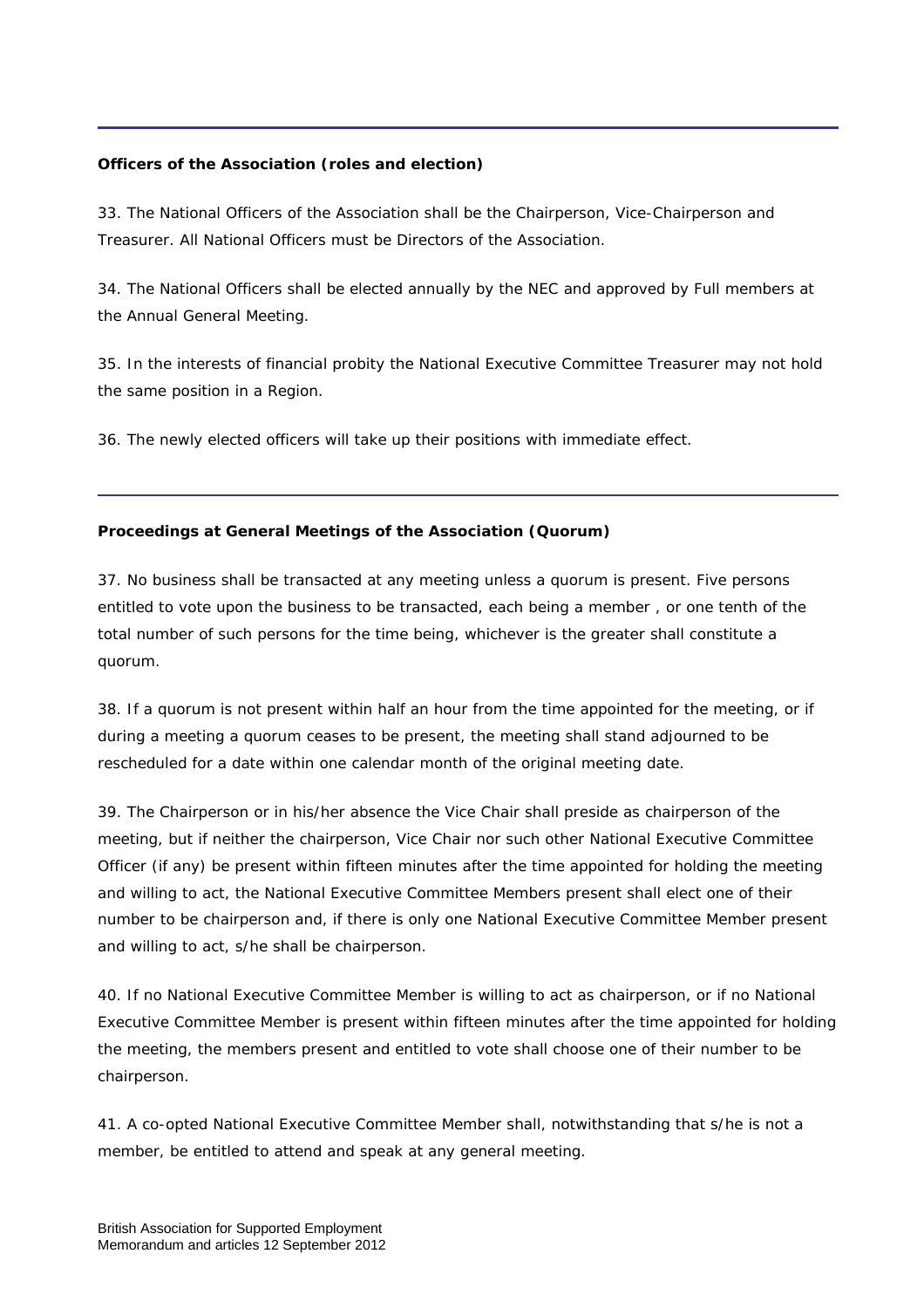**Officers of the Association (roles and election)**

33. The National Officers of the Association shall be the Chairperson, Vice-Chairperson and Treasurer. All National Officers must be Directors of the Association.

34. The National Officers shall be elected annually by the NEC and approved by Full members at the Annual General Meeting.

35. In the interests of financial probity the National Executive Committee Treasurer may not hold the same position in a Region.

36. The newly elected officers will take up their positions with immediate effect.

---

**Proceedings at General Meetings of the Association (Quorum)**

37. No business shall be transacted at any meeting unless a quorum is present. Five persons entitled to vote upon the business to be transacted, each being a member , or one tenth of the total number of such persons for the time being, whichever is the greater shall constitute a quorum.

38. If a quorum is not present within half an hour from the time appointed for the meeting, or if during a meeting a quorum ceases to be present, the meeting shall stand adjourned to be rescheduled for a date within one calendar month of the original meeting date.

39. The Chairperson or in his/her absence the Vice Chair shall preside as chairperson of the meeting, but if neither the chairperson, Vice Chair nor such other National Executive Committee Officer (if any) be present within fifteen minutes after the time appointed for holding the meeting and willing to act, the National Executive Committee Members present shall elect one of their number to be chairperson and, if there is only one National Executive Committee Member present and willing to act, s/he shall be chairperson.

40. If no National Executive Committee Member is willing to act as chairperson, or if no National Executive Committee Member is present within fifteen minutes after the time appointed for holding the meeting, the members present and entitled to vote shall choose one of their number to be chairperson.

41. A co-opted National Executive Committee Member shall, notwithstanding that s/he is not a member, be entitled to attend and speak at any general meeting.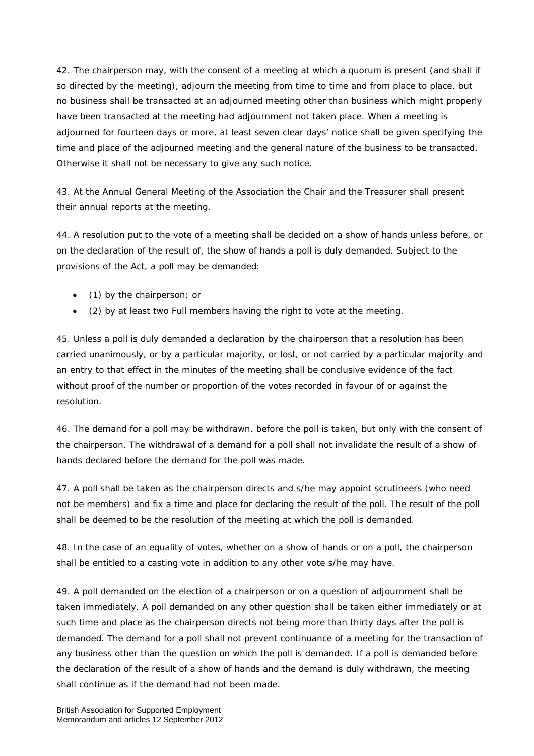42. The chairperson may, with the consent of a meeting at which a quorum is present (and shall if so directed by the meeting), adjourn the meeting from time to time and from place to place, but no business shall be transacted at an adjourned meeting other than business which might properly have been transacted at the meeting had adjournment not taken place. When a meeting is adjourned for fourteen days or more, at least seven clear days' notice shall be given specifying the time and place of the adjourned meeting and the general nature of the business to be transacted. Otherwise it shall not be necessary to give any such notice.

43. At the Annual General Meeting of the Association the Chair and the Treasurer shall present their annual reports at the meeting.

44. A resolution put to the vote of a meeting shall be decided on a show of hands unless before, or on the declaration of the result of, the show of hands a poll is duly demanded. Subject to the provisions of the Act, a poll may be demanded:

- (1) by the chairperson; or
- (2) by at least two Full members having the right to vote at the meeting.

45. Unless a poll is duly demanded a declaration by the chairperson that a resolution has been carried unanimously, or by a particular majority, or lost, or not carried by a particular majority and an entry to that effect in the minutes of the meeting shall be conclusive evidence of the fact without proof of the number or proportion of the votes recorded in favour of or against the resolution.

46. The demand for a poll may be withdrawn, before the poll is taken, but only with the consent of the chairperson. The withdrawal of a demand for a poll shall not invalidate the result of a show of hands declared before the demand for the poll was made.

47. A poll shall be taken as the chairperson directs and s/he may appoint scrutineers (who need not be members) and fix a time and place for declaring the result of the poll. The result of the poll shall be deemed to be the resolution of the meeting at which the poll is demanded.

48. In the case of an equality of votes, whether on a show of hands or on a poll, the chairperson shall be entitled to a casting vote in addition to any other vote s/he may have.

49. A poll demanded on the election of a chairperson or on a question of adjournment shall be taken immediately. A poll demanded on any other question shall be taken either immediately or at such time and place as the chairperson directs not being more than thirty days after the poll is demanded. The demand for a poll shall not prevent continuance of a meeting for the transaction of any business other than the question on which the poll is demanded. If a poll is demanded before the declaration of the result of a show of hands and the demand is duly withdrawn, the meeting shall continue as if the demand had not been made.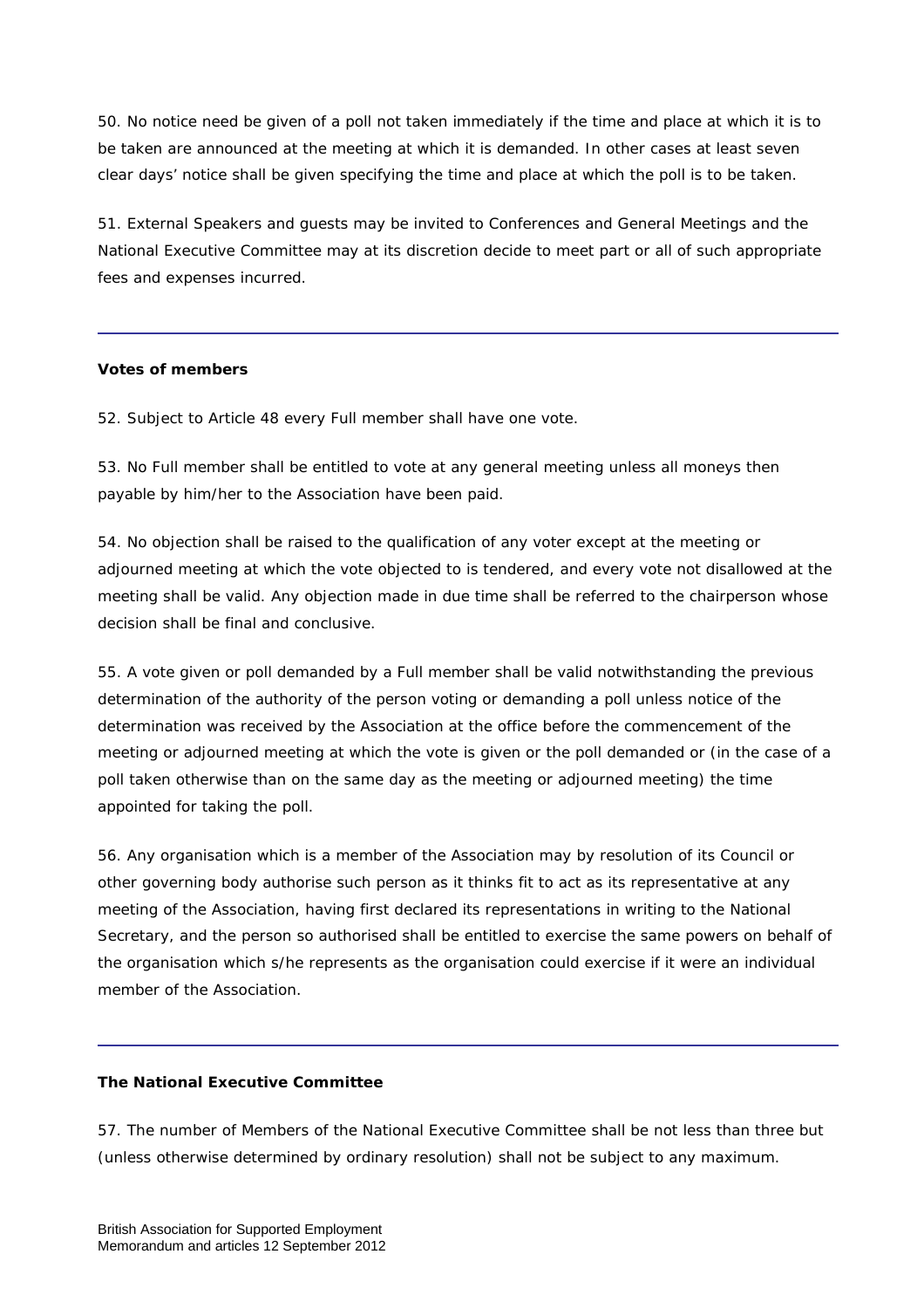50. No notice need be given of a poll not taken immediately if the time and place at which it is to be taken are announced at the meeting at which it is demanded. In other cases at least seven clear days' notice shall be given specifying the time and place at which the poll is to be taken.

51. External Speakers and guests may be invited to Conferences and General Meetings and the National Executive Committee may at its discretion decide to meet part or all of such appropriate fees and expenses incurred.

---

**Votes of members**

52. Subject to Article 48 every Full member shall have one vote.

53. No Full member shall be entitled to vote at any general meeting unless all moneys then payable by him/her to the Association have been paid.

54. No objection shall be raised to the qualification of any voter except at the meeting or adjourned meeting at which the vote objected to is tendered, and every vote not disallowed at the meeting shall be valid. Any objection made in due time shall be referred to the chairperson whose decision shall be final and conclusive.

55. A vote given or poll demanded by a Full member shall be valid notwithstanding the previous determination of the authority of the person voting or demanding a poll unless notice of the determination was received by the Association at the office before the commencement of the meeting or adjourned meeting at which the vote is given or the poll demanded or (in the case of a poll taken otherwise than on the same day as the meeting or adjourned meeting) the time appointed for taking the poll.

56. Any organisation which is a member of the Association may by resolution of its Council or other governing body authorise such person as it thinks fit to act as its representative at any meeting of the Association, having first declared its representations in writing to the National Secretary, and the person so authorised shall be entitled to exercise the same powers on behalf of the organisation which s/he represents as the organisation could exercise if it were an individual member of the Association.

---

**The National Executive Committee**

57. The number of Members of the National Executive Committee shall be not less than three but (unless otherwise determined by ordinary resolution) shall not be subject to any maximum.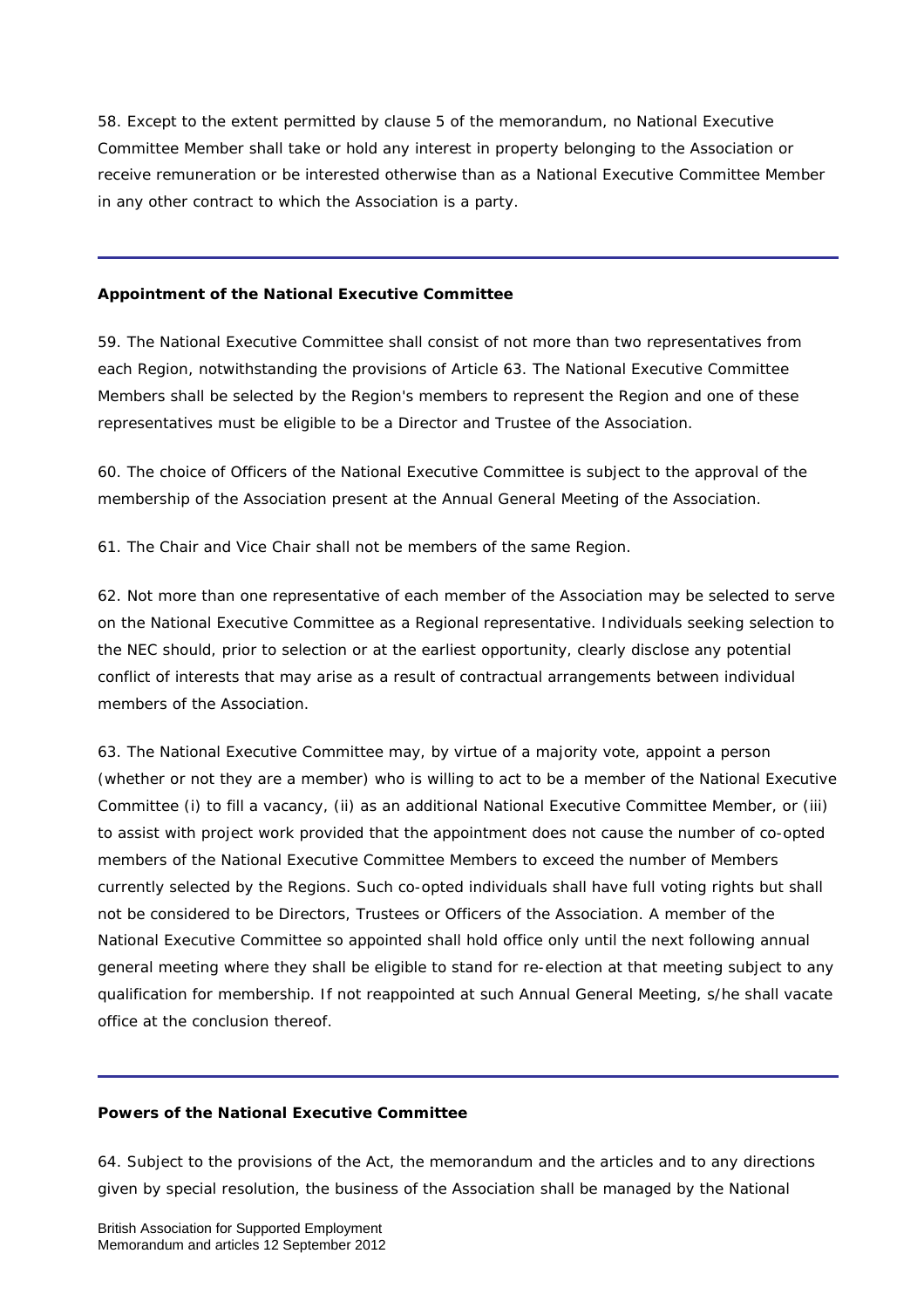58. Except to the extent permitted by clause 5 of the memorandum, no National Executive Committee Member shall take or hold any interest in property belonging to the Association or receive remuneration or be interested otherwise than as a National Executive Committee Member in any other contract to which the Association is a party.

---

**Appointment of the National Executive Committee**

59. The National Executive Committee shall consist of not more than two representatives from each Region, notwithstanding the provisions of Article 63. The National Executive Committee Members shall be selected by the Region's members to represent the Region and one of these representatives must be eligible to be a Director and Trustee of the Association.

60. The choice of Officers of the National Executive Committee is subject to the approval of the membership of the Association present at the Annual General Meeting of the Association.

61. The Chair and Vice Chair shall not be members of the same Region.

62. Not more than one representative of each member of the Association may be selected to serve on the National Executive Committee as a Regional representative. Individuals seeking selection to the NEC should, prior to selection or at the earliest opportunity, clearly disclose any potential conflict of interests that may arise as a result of contractual arrangements between individual members of the Association.

63. The National Executive Committee may, by virtue of a majority vote, appoint a person (whether or not they are a member) who is willing to act to be a member of the National Executive Committee (i) to fill a vacancy, (ii) as an additional National Executive Committee Member, or (iii) to assist with project work provided that the appointment does not cause the number of co-opted members of the National Executive Committee Members to exceed the number of Members currently selected by the Regions. Such co-opted individuals shall have full voting rights but shall not be considered to be Directors, Trustees or Officers of the Association. A member of the National Executive Committee so appointed shall hold office only until the next following annual general meeting where they shall be eligible to stand for re-election at that meeting subject to any qualification for membership. If not reappointed at such Annual General Meeting, s/he shall vacate office at the conclusion thereof.

---

**Powers of the National Executive Committee**

64. Subject to the provisions of the Act, the memorandum and the articles and to any directions given by special resolution, the business of the Association shall be managed by the National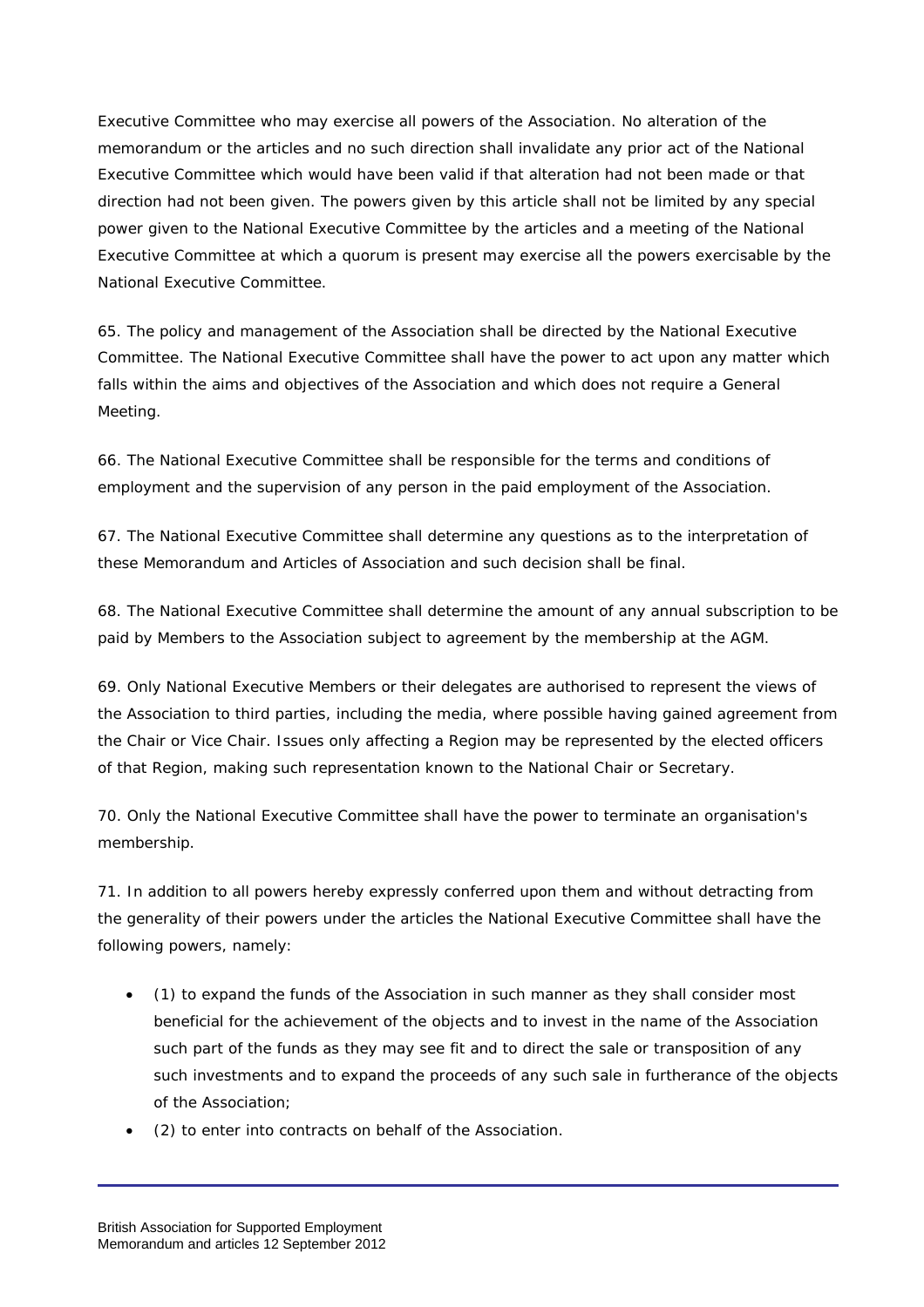Executive Committee who may exercise all powers of the Association. No alteration of the memorandum or the articles and no such direction shall invalidate any prior act of the National Executive Committee which would have been valid if that alteration had not been made or that direction had not been given. The powers given by this article shall not be limited by any special power given to the National Executive Committee by the articles and a meeting of the National Executive Committee at which a quorum is present may exercise all the powers exercisable by the National Executive Committee.

65. The policy and management of the Association shall be directed by the National Executive Committee. The National Executive Committee shall have the power to act upon any matter which falls within the aims and objectives of the Association and which does not require a General Meeting.

66. The National Executive Committee shall be responsible for the terms and conditions of employment and the supervision of any person in the paid employment of the Association.

67. The National Executive Committee shall determine any questions as to the interpretation of these Memorandum and Articles of Association and such decision shall be final.

68. The National Executive Committee shall determine the amount of any annual subscription to be paid by Members to the Association subject to agreement by the membership at the AGM.

69. Only National Executive Members or their delegates are authorised to represent the views of the Association to third parties, including the media, where possible having gained agreement from the Chair or Vice Chair. Issues only affecting a Region may be represented by the elected officers of that Region, making such representation known to the National Chair or Secretary.

70. Only the National Executive Committee shall have the power to terminate an organisation's membership.

71. In addition to all powers hereby expressly conferred upon them and without detracting from the generality of their powers under the articles the National Executive Committee shall have the following powers, namely:

- (1) to expand the funds of the Association in such manner as they shall consider most beneficial for the achievement of the objects and to invest in the name of the Association such part of the funds as they may see fit and to direct the sale or transposition of any such investments and to expand the proceeds of any such sale in furtherance of the objects of the Association;
- (2) to enter into contracts on behalf of the Association.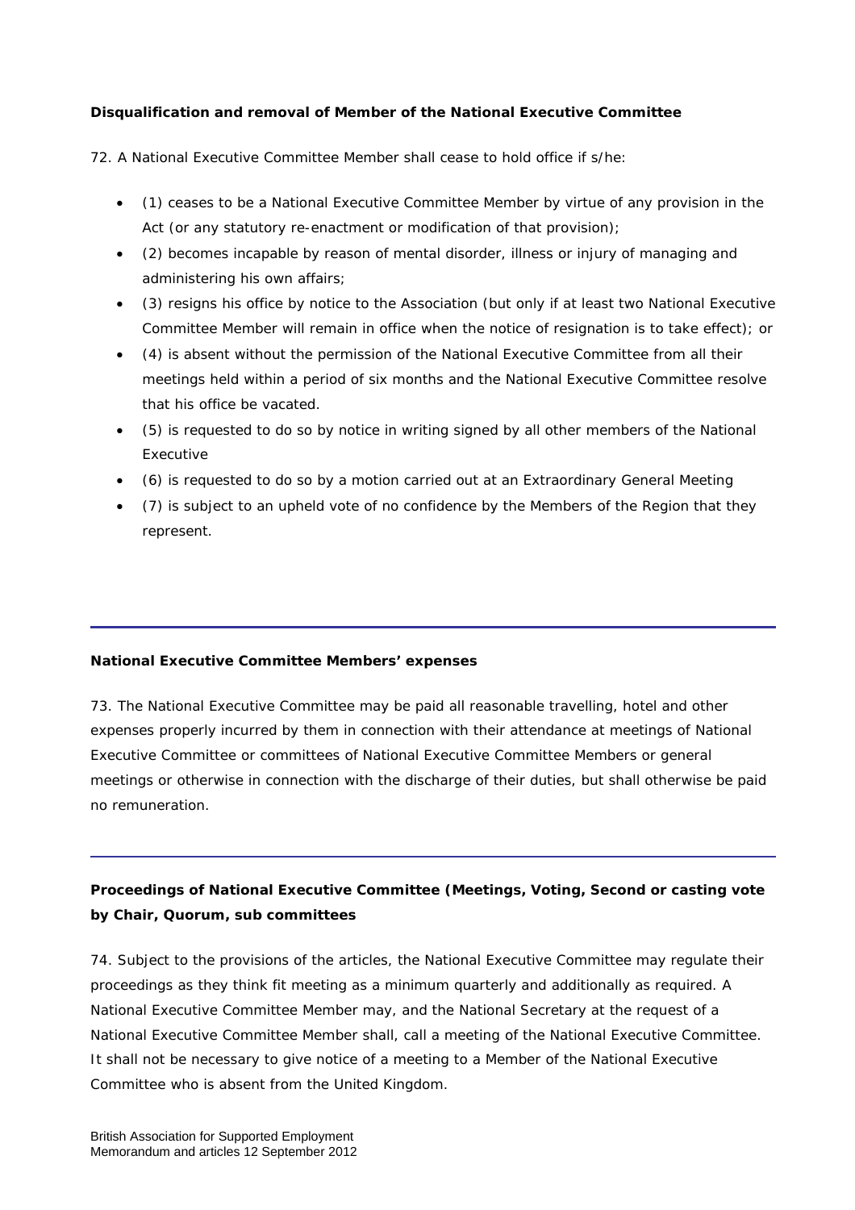**Disqualification and removal of Member of the National Executive Committee**

72. A National Executive Committee Member shall cease to hold office if s/he:

- (1) ceases to be a National Executive Committee Member by virtue of any provision in the Act (or any statutory re-enactment or modification of that provision);
- (2) becomes incapable by reason of mental disorder, illness or injury of managing and administering his own affairs;
- (3) resigns his office by notice to the Association (but only if at least two National Executive Committee Member will remain in office when the notice of resignation is to take effect); or
- (4) is absent without the permission of the National Executive Committee from all their meetings held within a period of six months and the National Executive Committee resolve that his office be vacated.
- (5) is requested to do so by notice in writing signed by all other members of the National Executive
- (6) is requested to do so by a motion carried out at an Extraordinary General Meeting
- (7) is subject to an upheld vote of no confidence by the Members of the Region that they represent.

---

**National Executive Committee Members' expenses**

73. The National Executive Committee may be paid all reasonable travelling, hotel and other expenses properly incurred by them in connection with their attendance at meetings of National Executive Committee or committees of National Executive Committee Members or general meetings or otherwise in connection with the discharge of their duties, but shall otherwise be paid no remuneration.

---

**Proceedings of National Executive Committee (Meetings, Voting, Second or casting vote by Chair, Quorum, sub committees**

74. Subject to the provisions of the articles, the National Executive Committee may regulate their proceedings as they think fit meeting as a minimum quarterly and additionally as required. A National Executive Committee Member may, and the National Secretary at the request of a National Executive Committee Member shall, call a meeting of the National Executive Committee. It shall not be necessary to give notice of a meeting to a Member of the National Executive Committee who is absent from the United Kingdom.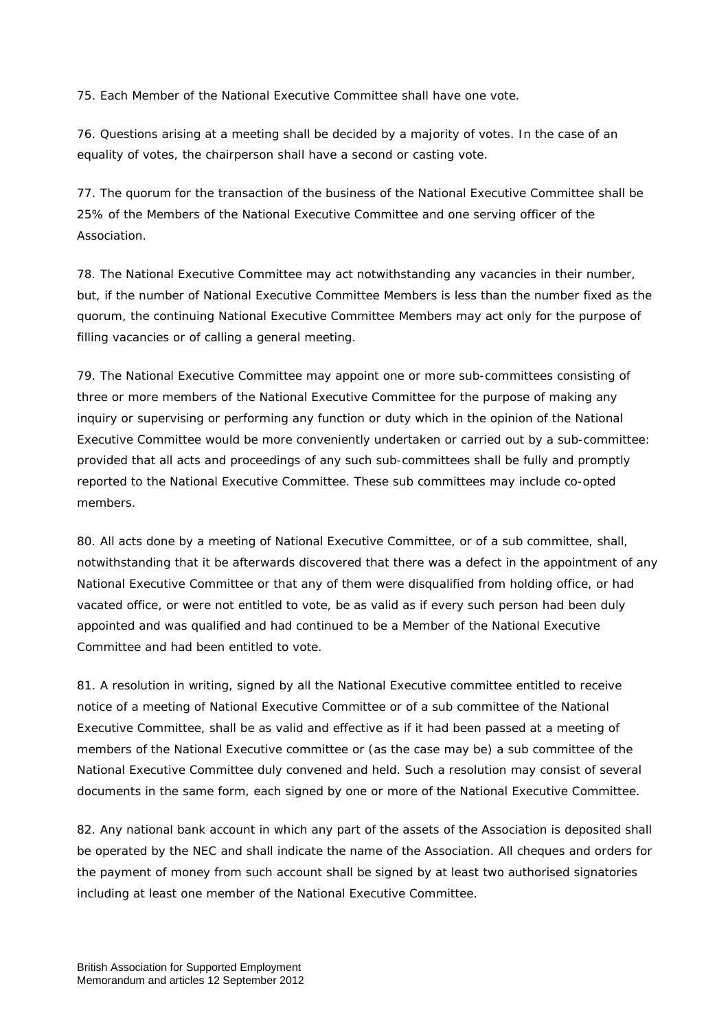75. Each Member of the National Executive Committee shall have one vote.

76. Questions arising at a meeting shall be decided by a majority of votes. In the case of an equality of votes, the chairperson shall have a second or casting vote.

77. The quorum for the transaction of the business of the National Executive Committee shall be 25% of the Members of the National Executive Committee and one serving officer of the Association.

78. The National Executive Committee may act notwithstanding any vacancies in their number, but, if the number of National Executive Committee Members is less than the number fixed as the quorum, the continuing National Executive Committee Members may act only for the purpose of filling vacancies or of calling a general meeting.

79. The National Executive Committee may appoint one or more sub-committees consisting of three or more members of the National Executive Committee for the purpose of making any inquiry or supervising or performing any function or duty which in the opinion of the National Executive Committee would be more conveniently undertaken or carried out by a sub-committee: provided that all acts and proceedings of any such sub-committees shall be fully and promptly reported to the National Executive Committee. These sub committees may include co-opted members.

80. All acts done by a meeting of National Executive Committee, or of a sub committee, shall, notwithstanding that it be afterwards discovered that there was a defect in the appointment of any National Executive Committee or that any of them were disqualified from holding office, or had vacated office, or were not entitled to vote, be as valid as if every such person had been duly appointed and was qualified and had continued to be a Member of the National Executive Committee and had been entitled to vote.

81. A resolution in writing, signed by all the National Executive committee entitled to receive notice of a meeting of National Executive Committee or of a sub committee of the National Executive Committee, shall be as valid and effective as if it had been passed at a meeting of members of the National Executive committee or (as the case may be) a sub committee of the National Executive Committee duly convened and held. Such a resolution may consist of several documents in the same form, each signed by one or more of the National Executive Committee.

82. Any national bank account in which any part of the assets of the Association is deposited shall be operated by the NEC and shall indicate the name of the Association. All cheques and orders for the payment of money from such account shall be signed by at least two authorised signatories including at least one member of the National Executive Committee.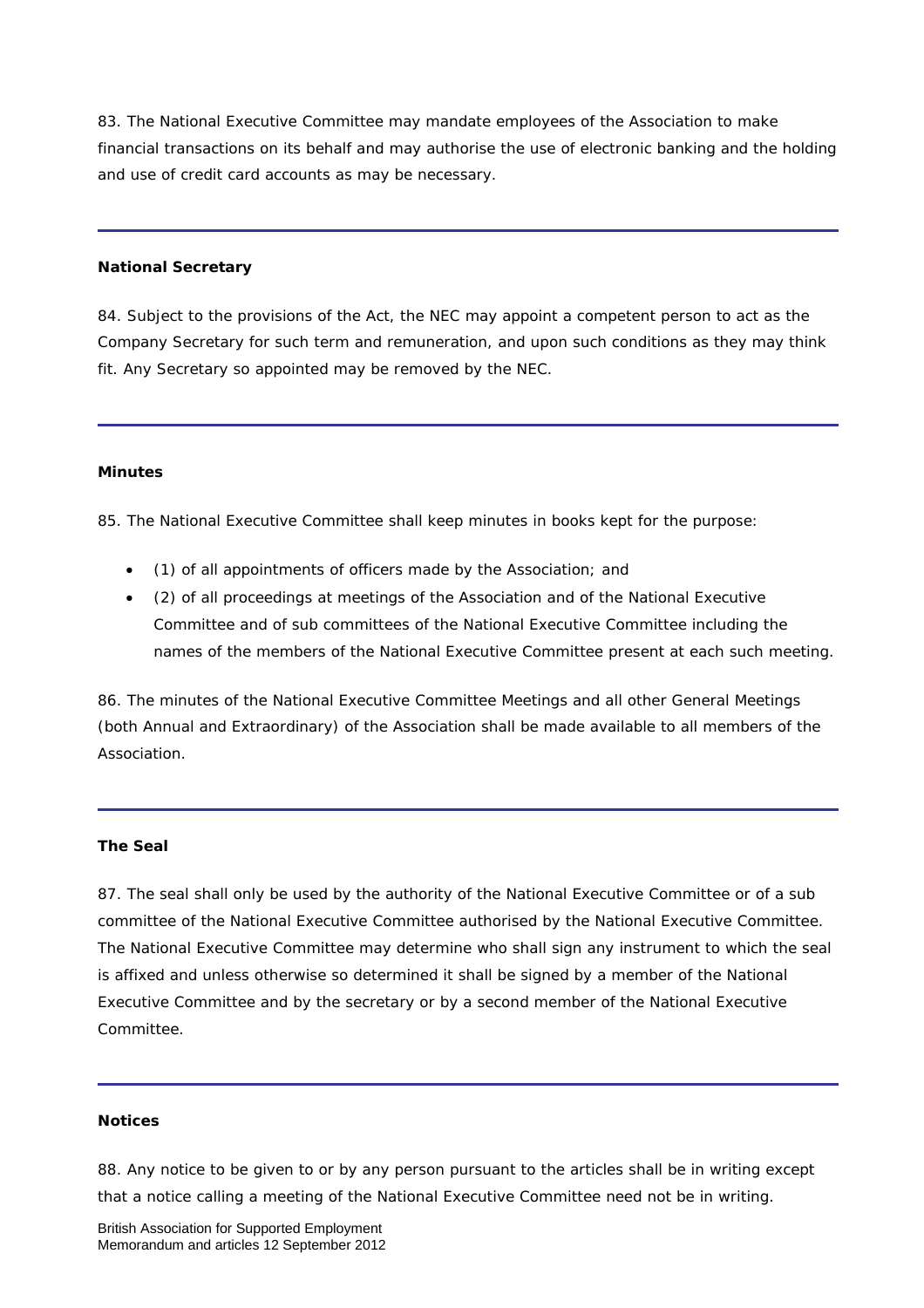83. The National Executive Committee may mandate employees of the Association to make financial transactions on its behalf and may authorise the use of electronic banking and the holding and use of credit card accounts as may be necessary.

---

**National Secretary**

84. Subject to the provisions of the Act, the NEC may appoint a competent person to act as the Company Secretary for such term and remuneration, and upon such conditions as they may think fit. Any Secretary so appointed may be removed by the NEC.

---

**Minutes**

85. The National Executive Committee shall keep minutes in books kept for the purpose:

- (1) of all appointments of officers made by the Association; and
- (2) of all proceedings at meetings of the Association and of the National Executive Committee and of sub committees of the National Executive Committee including the names of the members of the National Executive Committee present at each such meeting.

86. The minutes of the National Executive Committee Meetings and all other General Meetings (both Annual and Extraordinary) of the Association shall be made available to all members of the Association.

---

**The Seal**

87. The seal shall only be used by the authority of the National Executive Committee or of a sub committee of the National Executive Committee authorised by the National Executive Committee. The National Executive Committee may determine who shall sign any instrument to which the seal is affixed and unless otherwise so determined it shall be signed by a member of the National Executive Committee and by the secretary or by a second member of the National Executive Committee.

---

**Notices**

88. Any notice to be given to or by any person pursuant to the articles shall be in writing except that a notice calling a meeting of the National Executive Committee need not be in writing.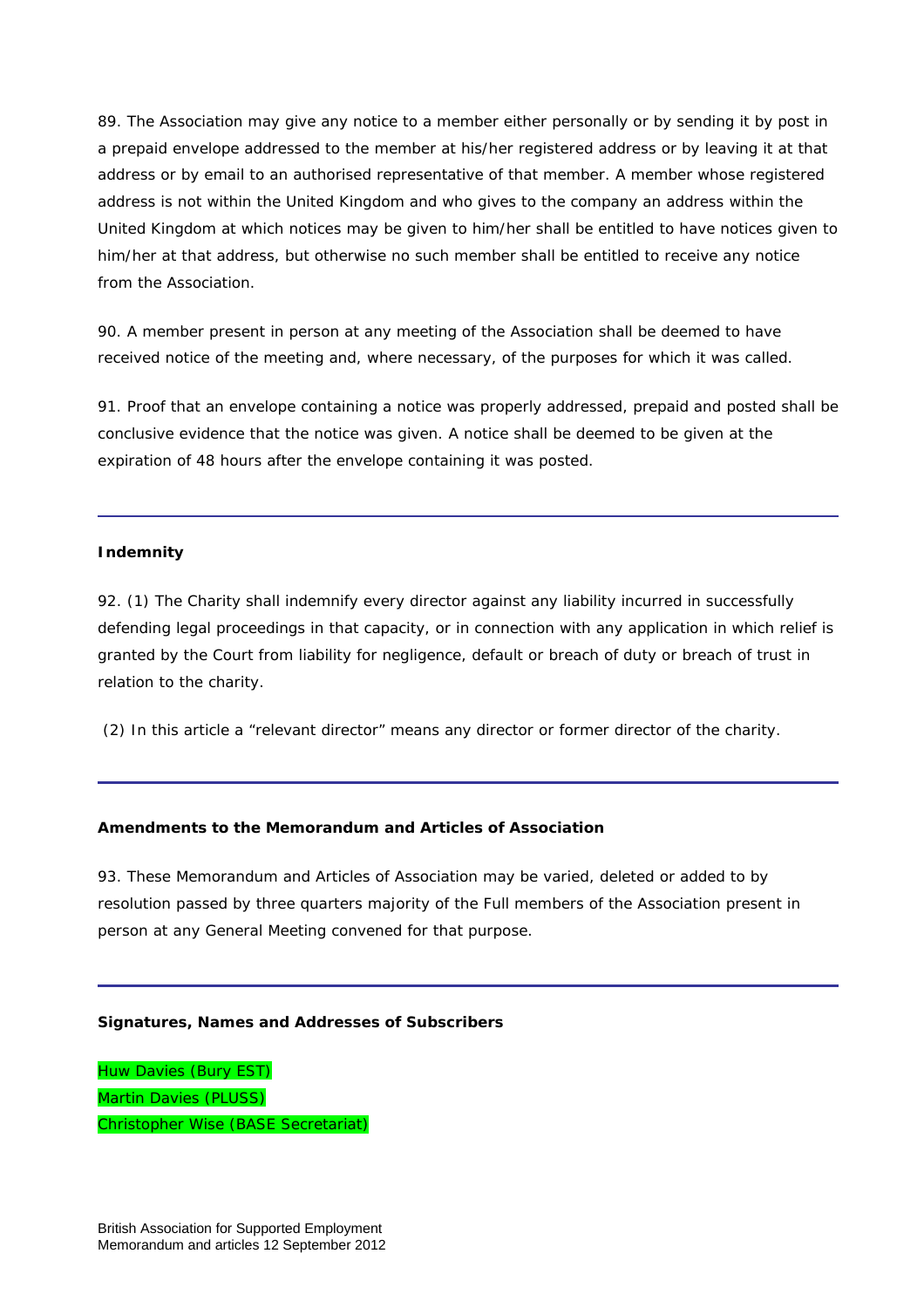89. The Association may give any notice to a member either personally or by sending it by post in a prepaid envelope addressed to the member at his/her registered address or by leaving it at that address or by email to an authorised representative of that member. A member whose registered address is not within the United Kingdom and who gives to the company an address within the United Kingdom at which notices may be given to him/her shall be entitled to have notices given to him/her at that address, but otherwise no such member shall be entitled to receive any notice from the Association.

90. A member present in person at any meeting of the Association shall be deemed to have received notice of the meeting and, where necessary, of the purposes for which it was called.

91. Proof that an envelope containing a notice was properly addressed, prepaid and posted shall be conclusive evidence that the notice was given. A notice shall be deemed to be given at the expiration of 48 hours after the envelope containing it was posted.

---

**Indemnity**

92. (1) The Charity shall indemnify every director against any liability incurred in successfully defending legal proceedings in that capacity, or in connection with any application in which relief is granted by the Court from liability for negligence, default or breach of duty or breach of trust in relation to the charity.

(2) In this article a "relevant director" means any director or former director of the charity.

---

**Amendments to the Memorandum and Articles of Association**

93. These Memorandum and Articles of Association may be varied, deleted or added to by resolution passed by three quarters majority of the Full members of the Association present in person at any General Meeting convened for that purpose.

---

**Signatures, Names and Addresses of Subscribers**

Huw Davies (Bury EST)
Martin Davies (PLUSS)
Christopher Wise (BASE Secretariat)